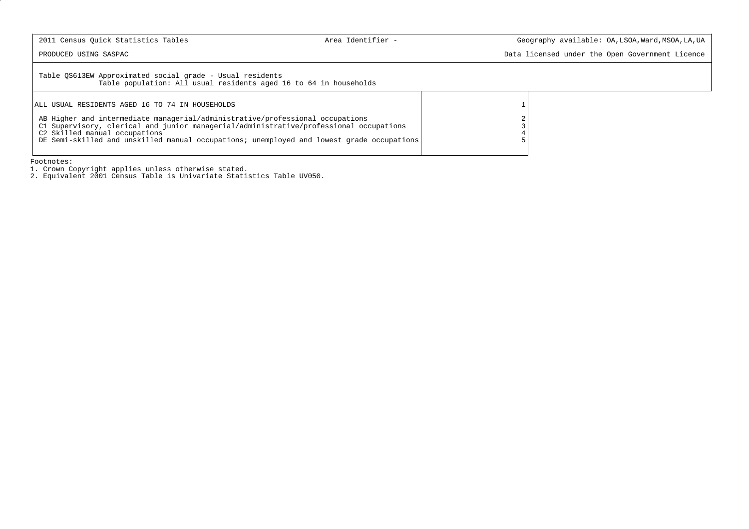2011 Census Quick Statistics Tables | Area Identifier - | Geography available: OA,LSOA,Ward,MSOA,LA,UA

PRODUCED USING SASPAC | Data licensed under the Open Government Licence

Table QS613EW Approximated social grade - Usual residents
Table population: All usual residents aged 16 to 64 in households

| | |
|---|---|
| ALL USUAL RESIDENTS AGED 16 TO 74 IN HOUSEHOLDS | 1 |
| AB Higher and intermediate managerial/administrative/professional occupations | 2 |
| C1 Supervisory, clerical and junior managerial/administrative/professional occupations | 3 |
| C2 Skilled manual occupations | 4 |
| DE Semi-skilled and unskilled manual occupations; unemployed and lowest grade occupations | 5 |

Footnotes:
1. Crown Copyright applies unless otherwise stated.
2. Equivalent 2001 Census Table is Univariate Statistics Table UV050.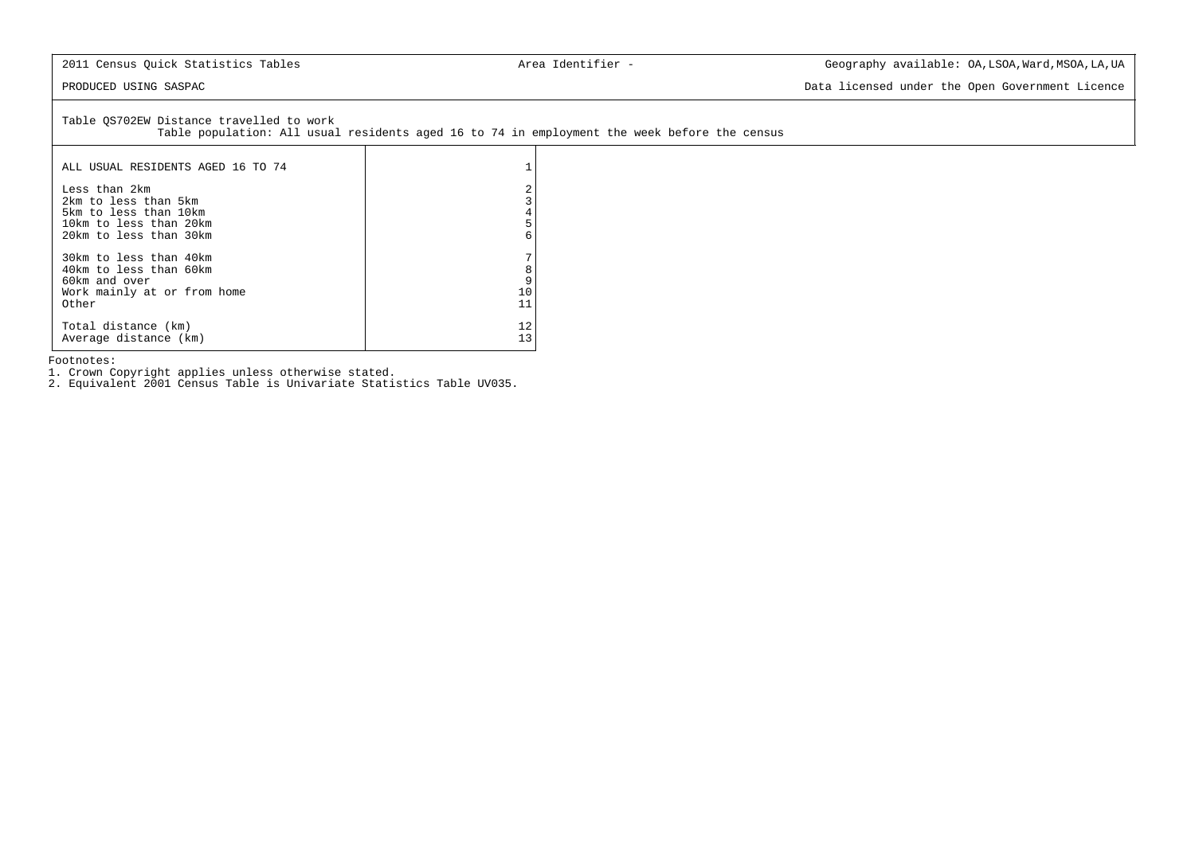2011 Census Quick Statistics Tables | Area Identifier - | Geography available: OA,LSOA,Ward,MSOA,LA,UA

PRODUCED USING SASPAC | Data licensed under the Open Government Licence

Table QS702EW Distance travelled to work
Table population: All usual residents aged 16 to 74 in employment the week before the census

| | |
|---|---|
| ALL USUAL RESIDENTS AGED 16 TO 74 | 1 |
| Less than 2km | 2 |
| 2km to less than 5km | 3 |
| 5km to less than 10km | 4 |
| 10km to less than 20km | 5 |
| 20km to less than 30km | 6 |
| 30km to less than 40km | 7 |
| 40km to less than 60km | 8 |
| 60km and over | 9 |
| Work mainly at or from home | 10 |
| Other | 11 |
| Total distance (km) | 12 |
| Average distance (km) | 13 |

Footnotes:
1. Crown Copyright applies unless otherwise stated.
2. Equivalent 2001 Census Table is Univariate Statistics Table UV035.